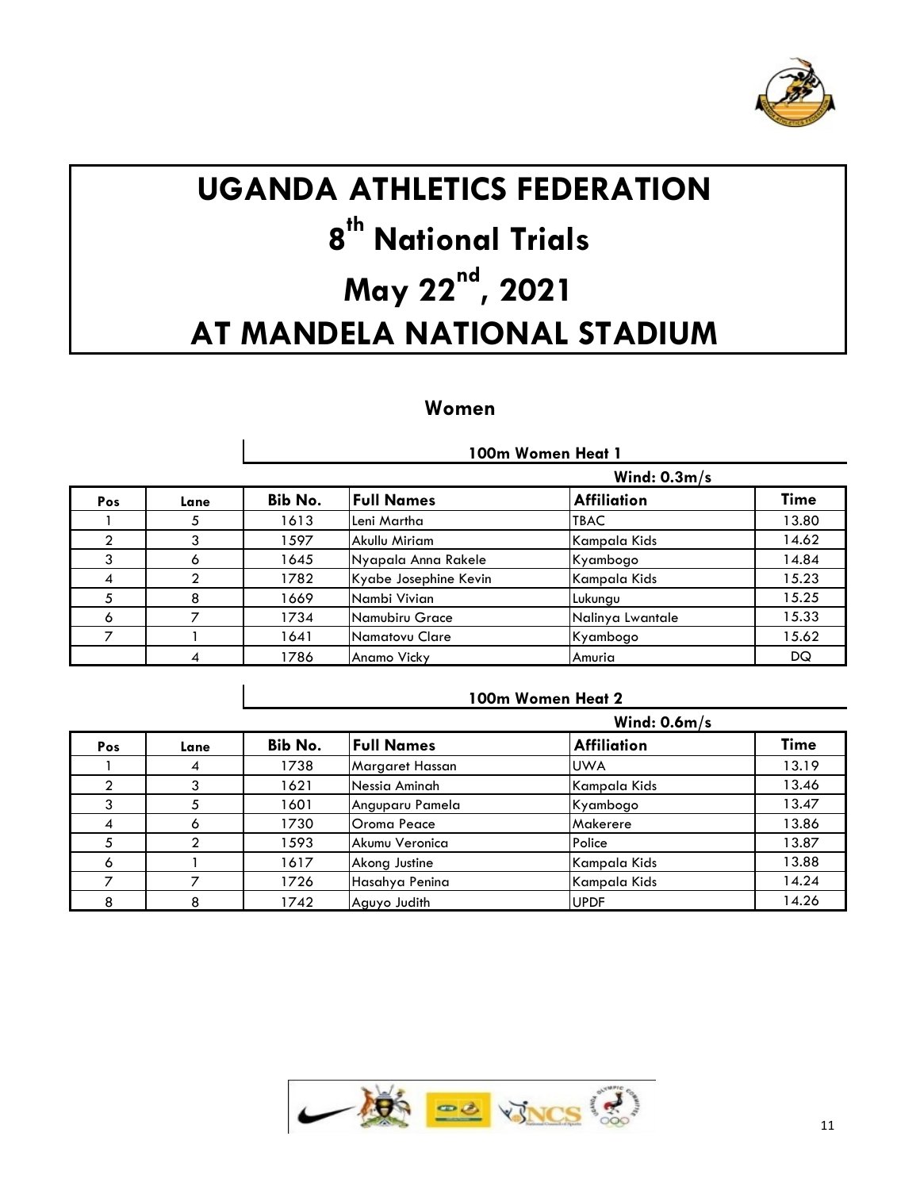# UGANDA ATHLETICS FEDERATION

# 8th National Trials

# May 22nd, 2021

# AT MANDELA NATIONAL STADIUM

## Women

### 100m Women Heat 1

**Wind: 0.3m/s**

| Pos | Lane | Bib No. | Full Names | Affiliation | Time |
|---|---|---|---|---|---|
| 1 | 5 | 1613 | Leni Martha | TBAC | 13.80 |
| 2 | 3 | 1597 | Akullu Miriam | Kampala Kids | 14.62 |
| 3 | 6 | 1645 | Nyapala Anna Rakele | Kyambogo | 14.84 |
| 4 | 2 | 1782 | Kyabe Josephine Kevin | Kampala Kids | 15.23 |
| 5 | 8 | 1669 | Nambi Vivian | Lukungu | 15.25 |
| 6 | 7 | 1734 | Namubiru Grace | Nalinya Lwantale | 15.33 |
| 7 | 1 | 1641 | Namatovu Clare | Kyambogo | 15.62 |
| | 4 | 1786 | Anamo Vicky | Amuria | DQ |

### 100m Women Heat 2

**Wind: 0.6m/s**

| Pos | Lane | Bib No. | Full Names | Affiliation | Time |
|---|---|---|---|---|---|
| 1 | 4 | 1738 | Margaret Hassan | UWA | 13.19 |
| 2 | 3 | 1621 | Nessia Aminah | Kampala Kids | 13.46 |
| 3 | 5 | 1601 | Anguparu Pamela | Kyambogo | 13.47 |
| 4 | 6 | 1730 | Oroma Peace | Makerere | 13.86 |
| 5 | 2 | 1593 | Akumu Veronica | Police | 13.87 |
| 6 | 1 | 1617 | Akong Justine | Kampala Kids | 13.88 |
| 7 | 7 | 1726 | Hasahya Penina | Kampala Kids | 14.24 |
| 8 | 8 | 1742 | Aguyo Judith | UPDF | 14.26 |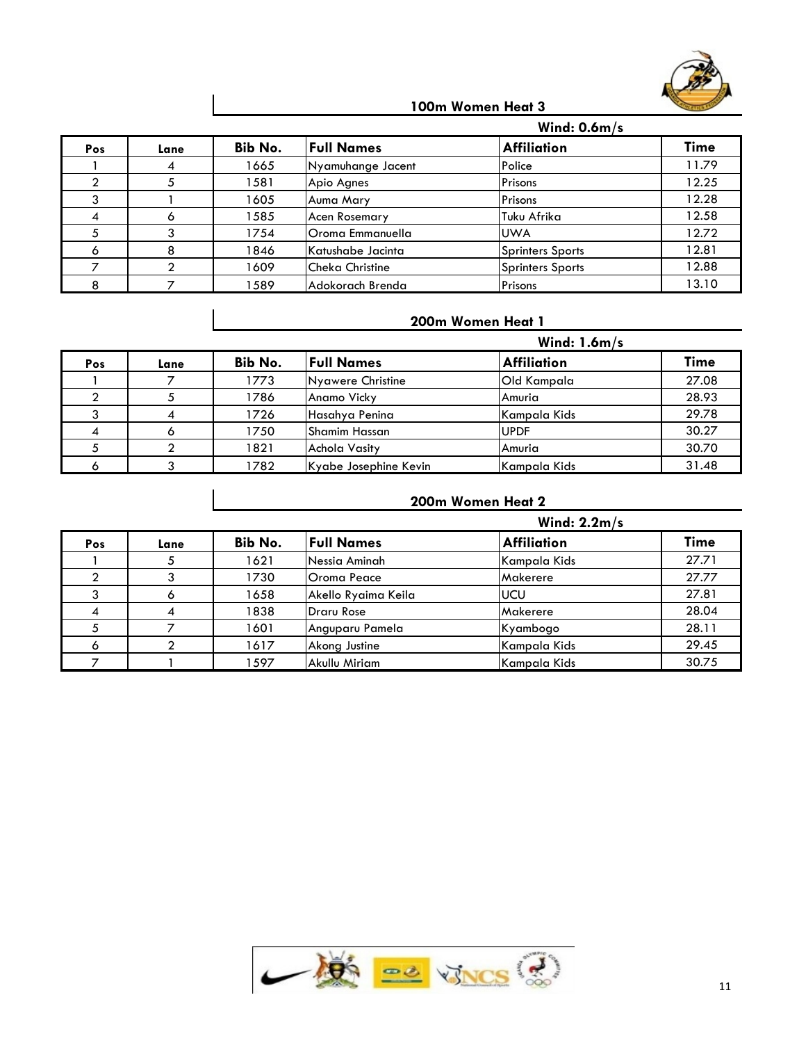## 100m Women Heat 3

**Wind: 0.6m/s**

| Pos | Lane | Bib No. | Full Names | Affiliation | Time |
|---|---|---|---|---|---|
| 1 | 4 | 1665 | Nyamuhange Jacent | Police | 11.79 |
| 2 | 5 | 1581 | Apio Agnes | Prisons | 12.25 |
| 3 | 1 | 1605 | Auma Mary | Prisons | 12.28 |
| 4 | 6 | 1585 | Acen Rosemary | Tuku Afrika | 12.58 |
| 5 | 3 | 1754 | Oroma Emmanuella | UWA | 12.72 |
| 6 | 8 | 1846 | Katushabe Jacinta | Sprinters Sports | 12.81 |
| 7 | 2 | 1609 | Cheka Christine | Sprinters Sports | 12.88 |
| 8 | 7 | 1589 | Adokorach Brenda | Prisons | 13.10 |

## 200m Women Heat 1

**Wind: 1.6m/s**

| Pos | Lane | Bib No. | Full Names | Affiliation | Time |
|---|---|---|---|---|---|
| 1 | 7 | 1773 | Nyawere Christine | Old Kampala | 27.08 |
| 2 | 5 | 1786 | Anamo Vicky | Amuria | 28.93 |
| 3 | 4 | 1726 | Hasahya Penina | Kampala Kids | 29.78 |
| 4 | 6 | 1750 | Shamim Hassan | UPDF | 30.27 |
| 5 | 2 | 1821 | Achola Vasity | Amuria | 30.70 |
| 6 | 3 | 1782 | Kyabe Josephine Kevin | Kampala Kids | 31.48 |

## 200m Women Heat 2

**Wind: 2.2m/s**

| Pos | Lane | Bib No. | Full Names | Affiliation | Time |
|---|---|---|---|---|---|
| 1 | 5 | 1621 | Nessia Aminah | Kampala Kids | 27.71 |
| 2 | 3 | 1730 | Oroma Peace | Makerere | 27.77 |
| 3 | 6 | 1658 | Akello Ryaima Keila | UCU | 27.81 |
| 4 | 4 | 1838 | Draru Rose | Makerere | 28.04 |
| 5 | 7 | 1601 | Anguparu Pamela | Kyambogo | 28.11 |
| 6 | 2 | 1617 | Akong Justine | Kampala Kids | 29.45 |
| 7 | 1 | 1597 | Akullu Miriam | Kampala Kids | 30.75 |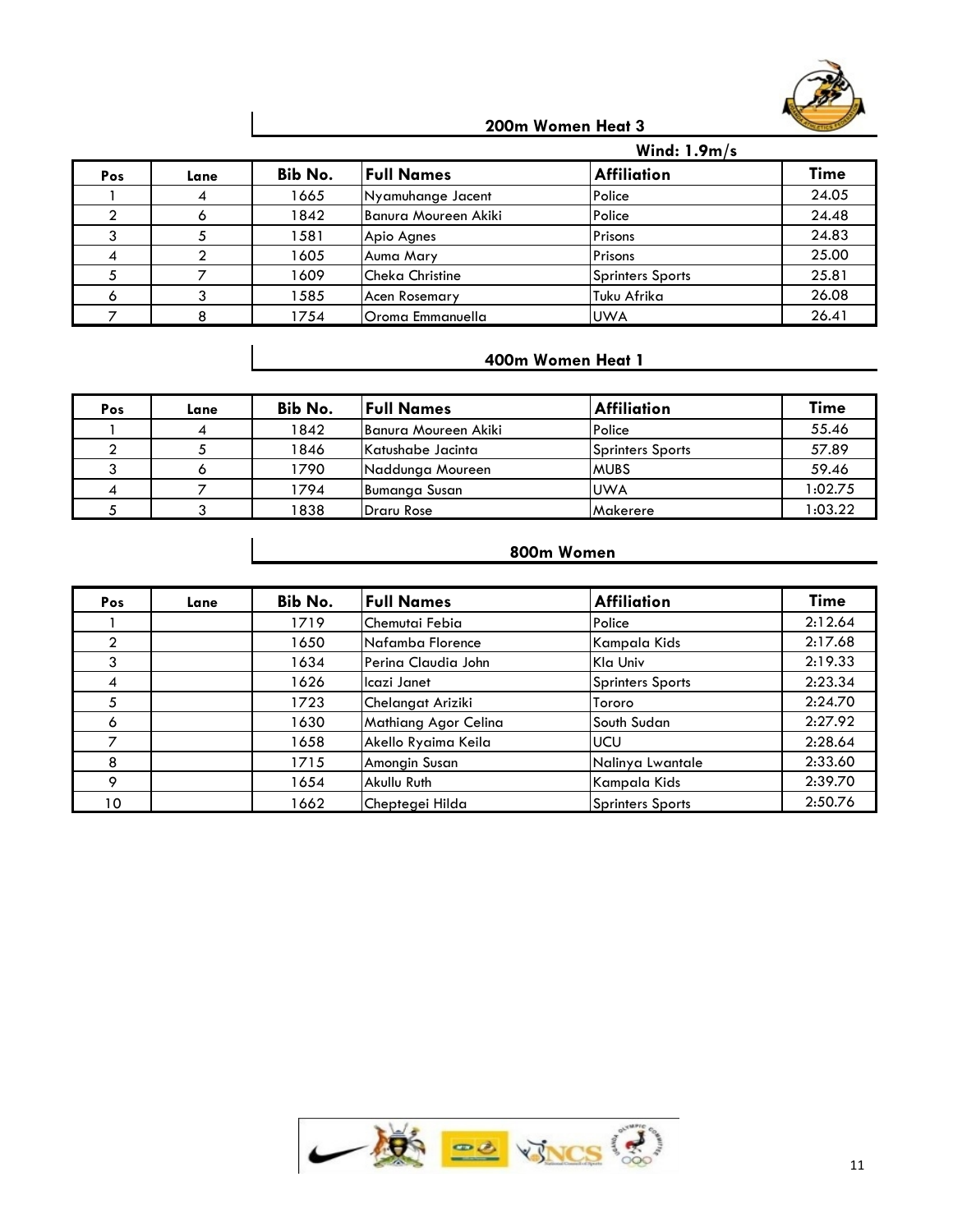## 200m Women Heat 3

**Wind: 1.9m/s**

| Pos | Lane | Bib No. | Full Names | Affiliation | Time |
|---|---|---|---|---|---|
| 1 | 4 | 1665 | Nyamuhange Jacent | Police | 24.05 |
| 2 | 6 | 1842 | Banura Moureen Akiki | Police | 24.48 |
| 3 | 5 | 1581 | Apio Agnes | Prisons | 24.83 |
| 4 | 2 | 1605 | Auma Mary | Prisons | 25.00 |
| 5 | 7 | 1609 | Cheka Christine | Sprinters Sports | 25.81 |
| 6 | 3 | 1585 | Acen Rosemary | Tuku Afrika | 26.08 |
| 7 | 8 | 1754 | Oroma Emmanuella | UWA | 26.41 |

## 400m Women Heat 1

| Pos | Lane | Bib No. | Full Names | Affiliation | Time |
|---|---|---|---|---|---|
| 1 | 4 | 1842 | Banura Moureen Akiki | Police | 55.46 |
| 2 | 5 | 1846 | Katushabe Jacinta | Sprinters Sports | 57.89 |
| 3 | 6 | 1790 | Naddunga Moureen | MUBS | 59.46 |
| 4 | 7 | 1794 | Bumanga Susan | UWA | 1:02.75 |
| 5 | 3 | 1838 | Draru Rose | Makerere | 1:03.22 |

## 800m Women

| Pos | Lane | Bib No. | Full Names | Affiliation | Time |
|---|---|---|---|---|---|
| 1 | | 1719 | Chemutai Febia | Police | 2:12.64 |
| 2 | | 1650 | Nafamba Florence | Kampala Kids | 2:17.68 |
| 3 | | 1634 | Perina Claudia John | Kla Univ | 2:19.33 |
| 4 | | 1626 | Icazi Janet | Sprinters Sports | 2:23.34 |
| 5 | | 1723 | Chelangat Ariziki | Tororo | 2:24.70 |
| 6 | | 1630 | Mathiang Agor Celina | South Sudan | 2:27.92 |
| 7 | | 1658 | Akello Ryaima Keila | UCU | 2:28.64 |
| 8 | | 1715 | Amongin Susan | Nalinya Lwantale | 2:33.60 |
| 9 | | 1654 | Akullu Ruth | Kampala Kids | 2:39.70 |
| 10 | | 1662 | Cheptegei Hilda | Sprinters Sports | 2:50.76 |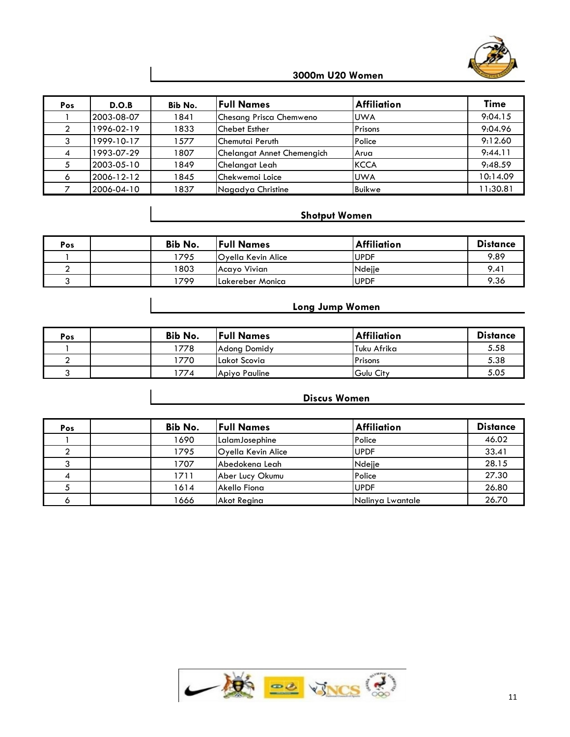## 3000m U20 Women

| Pos | D.O.B | Bib No. | Full Names | Affiliation | Time |
|---|---|---|---|---|---|
| 1 | 2003-08-07 | 1841 | Chesang Prisca Chemweno | UWA | 9:04.15 |
| 2 | 1996-02-19 | 1833 | Chebet Esther | Prisons | 9:04.96 |
| 3 | 1999-10-17 | 1577 | Chemutai Peruth | Police | 9:12.60 |
| 4 | 1993-07-29 | 1807 | Chelangat Annet Chemengich | Arua | 9:44.11 |
| 5 | 2003-05-10 | 1849 | Chelangat Leah | KCCA | 9:48.59 |
| 6 | 2006-12-12 | 1845 | Chekwemoi Loice | UWA | 10:14.09 |
| 7 | 2006-04-10 | 1837 | Nagadya Christine | Buikwe | 11:30.81 |

## Shotput Women

| Pos | | Bib No. | Full Names | Affiliation | Distance |
|---|---|---|---|---|---|
| 1 | | 1795 | Oyella Kevin Alice | UPDF | 9.89 |
| 2 | | 1803 | Acayo Vivian | Ndejje | 9.41 |
| 3 | | 1799 | Lakereber Monica | UPDF | 9.36 |

## Long Jump Women

| Pos | | Bib No. | Full Names | Affiliation | Distance |
|---|---|---|---|---|---|
| 1 | | 1778 | Adong Domidy | Tuku Afrika | 5.58 |
| 2 | | 1770 | Lakot Scovia | Prisons | 5.38 |
| 3 | | 1774 | Apiyo Pauline | Gulu City | 5.05 |

## Discus Women

| Pos | | Bib No. | Full Names | Affiliation | Distance |
|---|---|---|---|---|---|
| 1 | | 1690 | LalamJosephine | Police | 46.02 |
| 2 | | 1795 | Oyella Kevin Alice | UPDF | 33.41 |
| 3 | | 1707 | Abedokena Leah | Ndejje | 28.15 |
| 4 | | 1711 | Aber Lucy Okumu | Police | 27.30 |
| 5 | | 1614 | Akello Fiona | UPDF | 26.80 |
| 6 | | 1666 | Akot Regina | Nalinya Lwantale | 26.70 |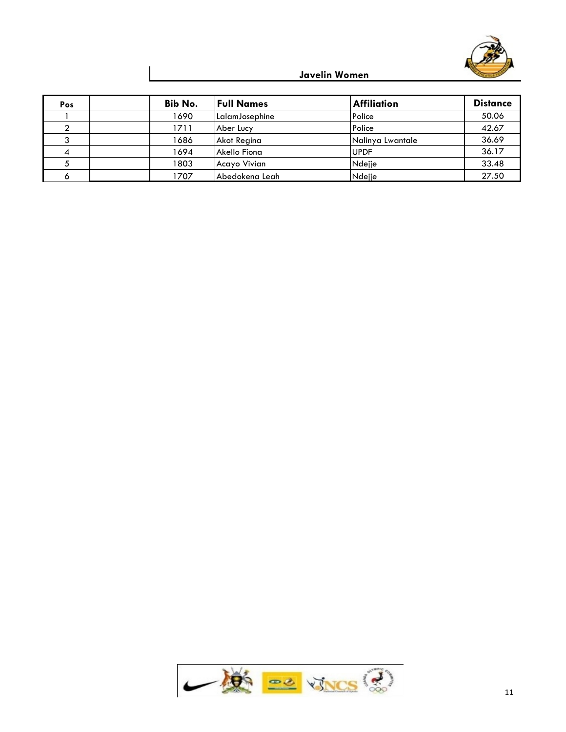## Javelin Women

| Pos | | Bib No. | Full Names | Affiliation | Distance |
|---|---|---|---|---|---|
| 1 | | 1690 | LalamJosephine | Police | 50.06 |
| 2 | | 1711 | Aber Lucy | Police | 42.67 |
| 3 | | 1686 | Akot Regina | Nalinya Lwantale | 36.69 |
| 4 | | 1694 | Akello Fiona | UPDF | 36.17 |
| 5 | | 1803 | Acayo Vivian | Ndejje | 33.48 |
| 6 | | 1707 | Abedokena Leah | Ndejje | 27.50 |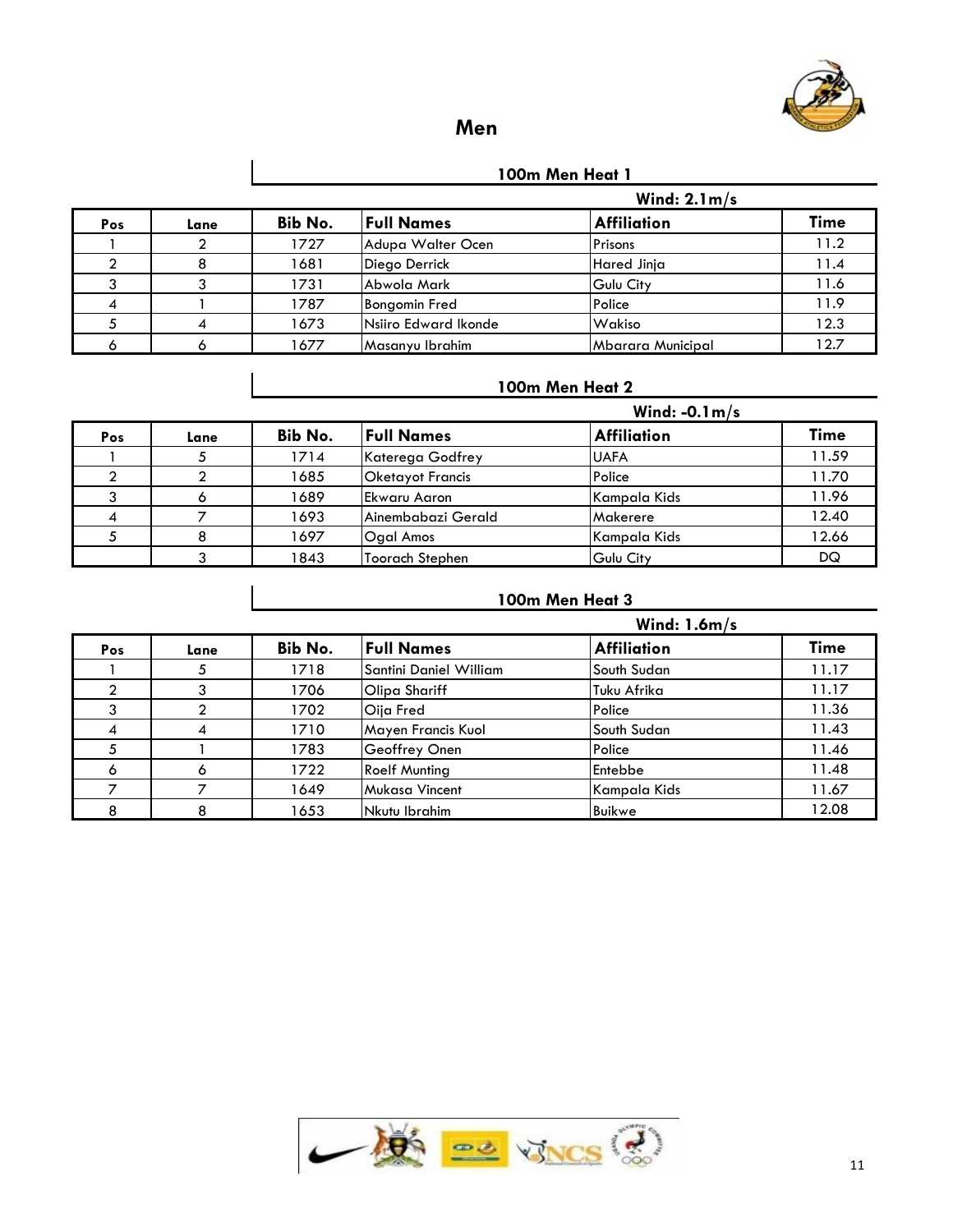# Men

## 100m Men Heat 1

**Wind: 2.1m/s**

| Pos | Lane | Bib No. | Full Names | Affiliation | Time |
|---|---|---|---|---|---|
| 1 | 2 | 1727 | Adupa Walter Ocen | Prisons | 11.2 |
| 2 | 8 | 1681 | Diego Derrick | Hared Jinja | 11.4 |
| 3 | 3 | 1731 | Abwola Mark | Gulu City | 11.6 |
| 4 | 1 | 1787 | Bongomin Fred | Police | 11.9 |
| 5 | 4 | 1673 | Nsiiro Edward Ikonde | Wakiso | 12.3 |
| 6 | 6 | 1677 | Masanyu Ibrahim | Mbarara Municipal | 12.7 |

## 100m Men Heat 2

**Wind: -0.1m/s**

| Pos | Lane | Bib No. | Full Names | Affiliation | Time |
|---|---|---|---|---|---|
| 1 | 5 | 1714 | Kateregga Godfrey | UAFA | 11.59 |
| 2 | 2 | 1685 | Oketayot Francis | Police | 11.70 |
| 3 | 6 | 1689 | Ekwaru Aaron | Kampala Kids | 11.96 |
| 4 | 7 | 1693 | Ainembabazi Gerald | Makerere | 12.40 |
| 5 | 8 | 1697 | Ogal Amos | Kampala Kids | 12.66 |
|  | 3 | 1843 | Toorach Stephen | Gulu City | DQ |

## 100m Men Heat 3

**Wind: 1.6m/s**

| Pos | Lane | Bib No. | Full Names | Affiliation | Time |
|---|---|---|---|---|---|
| 1 | 5 | 1718 | Santini Daniel William | South Sudan | 11.17 |
| 2 | 3 | 1706 | Olipa Shariff | Tuku Afrika | 11.17 |
| 3 | 2 | 1702 | Oija Fred | Police | 11.36 |
| 4 | 4 | 1710 | Mayen Francis Kuol | South Sudan | 11.43 |
| 5 | 1 | 1783 | Geoffrey Onen | Police | 11.46 |
| 6 | 6 | 1722 | Roelf Munting | Entebbe | 11.48 |
| 7 | 7 | 1649 | Mukasa Vincent | Kampala Kids | 11.67 |
| 8 | 8 | 1653 | Nkutu Ibrahim | Buikwe | 12.08 |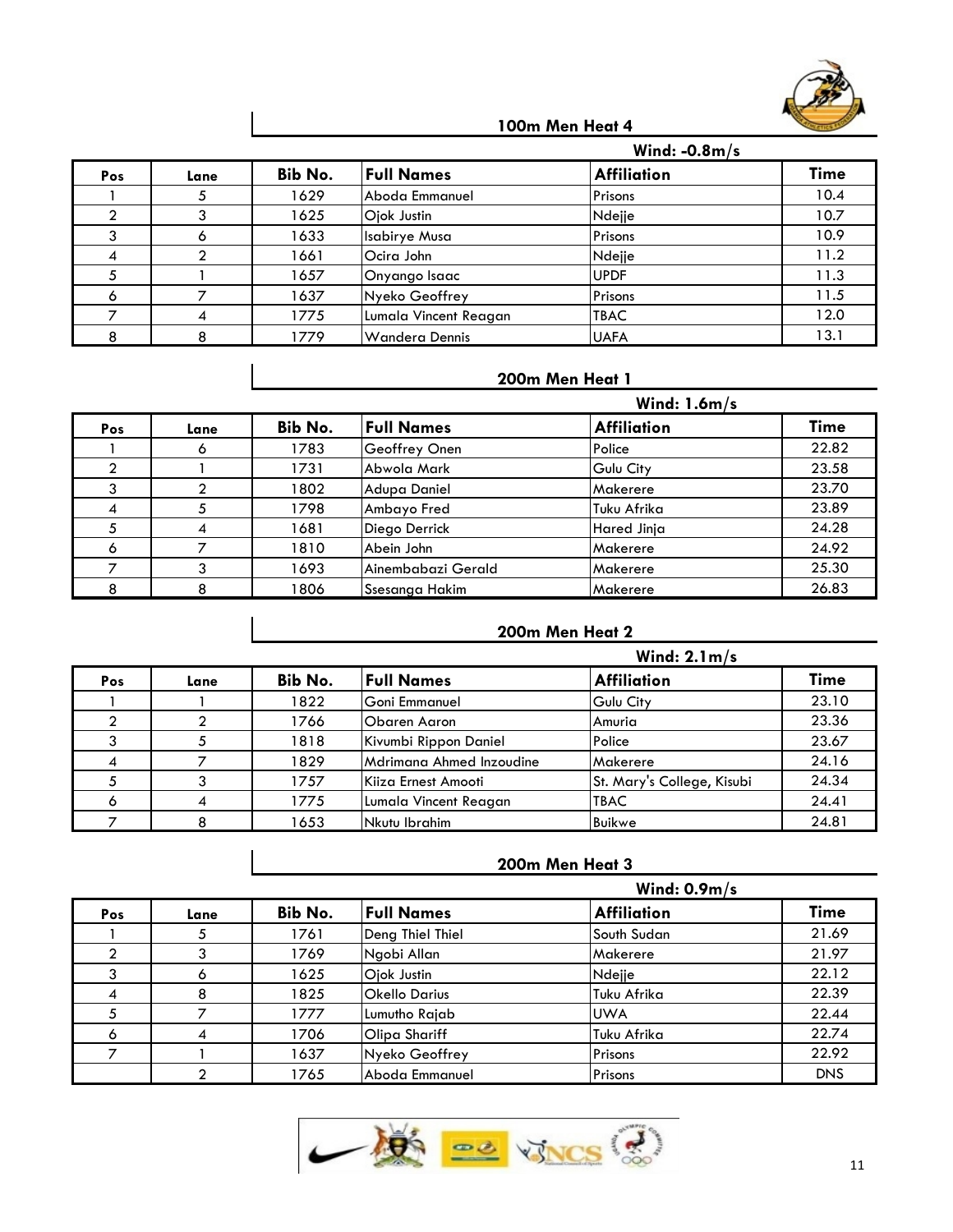## 100m Men Heat 4

Wind: -0.8m/s

| Pos | Lane | Bib No. | Full Names | Affiliation | Time |
|---|---|---|---|---|---|
| 1 | 5 | 1629 | Aboda Emmanuel | Prisons | 10.4 |
| 2 | 3 | 1625 | Ojok Justin | Ndejje | 10.7 |
| 3 | 6 | 1633 | Isabirye Musa | Prisons | 10.9 |
| 4 | 2 | 1661 | Ocira John | Ndejje | 11.2 |
| 5 | 1 | 1657 | Onyango Isaac | UPDF | 11.3 |
| 6 | 7 | 1637 | Nyeko Geoffrey | Prisons | 11.5 |
| 7 | 4 | 1775 | Lumala Vincent Reagan | TBAC | 12.0 |
| 8 | 8 | 1779 | Wandera Dennis | UAFA | 13.1 |

## 200m Men Heat 1

Wind: 1.6m/s

| Pos | Lane | Bib No. | Full Names | Affiliation | Time |
|---|---|---|---|---|---|
| 1 | 6 | 1783 | Geoffrey Onen | Police | 22.82 |
| 2 | 1 | 1731 | Abwola Mark | Gulu City | 23.58 |
| 3 | 2 | 1802 | Adupa Daniel | Makerere | 23.70 |
| 4 | 5 | 1798 | Ambayo Fred | Tuku Afrika | 23.89 |
| 5 | 4 | 1681 | Diego Derrick | Hared Jinja | 24.28 |
| 6 | 7 | 1810 | Abein John | Makerere | 24.92 |
| 7 | 3 | 1693 | Ainembabazi Gerald | Makerere | 25.30 |
| 8 | 8 | 1806 | Ssesanga Hakim | Makerere | 26.83 |

## 200m Men Heat 2

Wind: 2.1m/s

| Pos | Lane | Bib No. | Full Names | Affiliation | Time |
|---|---|---|---|---|---|
| 1 | 1 | 1822 | Goni Emmanuel | Gulu City | 23.10 |
| 2 | 2 | 1766 | Obaren Aaron | Amuria | 23.36 |
| 3 | 5 | 1818 | Kivumbi Rippon Daniel | Police | 23.67 |
| 4 | 7 | 1829 | Mdrimana Ahmed Inzoudine | Makerere | 24.16 |
| 5 | 3 | 1757 | Kiiza Ernest Amooti | St. Mary's College, Kisubi | 24.34 |
| 6 | 4 | 1775 | Lumala Vincent Reagan | TBAC | 24.41 |
| 7 | 8 | 1653 | Nkutu Ibrahim | Buikwe | 24.81 |

## 200m Men Heat 3

Wind: 0.9m/s

| Pos | Lane | Bib No. | Full Names | Affiliation | Time |
|---|---|---|---|---|---|
| 1 | 5 | 1761 | Deng Thiel Thiel | South Sudan | 21.69 |
| 2 | 3 | 1769 | Ngobi Allan | Makerere | 21.97 |
| 3 | 6 | 1625 | Ojok Justin | Ndejje | 22.12 |
| 4 | 8 | 1825 | Okello Darius | Tuku Afrika | 22.39 |
| 5 | 7 | 1777 | Lumutho Rajab | UWA | 22.44 |
| 6 | 4 | 1706 | Olipa Shariff | Tuku Afrika | 22.74 |
| 7 | 1 | 1637 | Nyeko Geoffrey | Prisons | 22.92 |
|  | 2 | 1765 | Aboda Emmanuel | Prisons | DNS |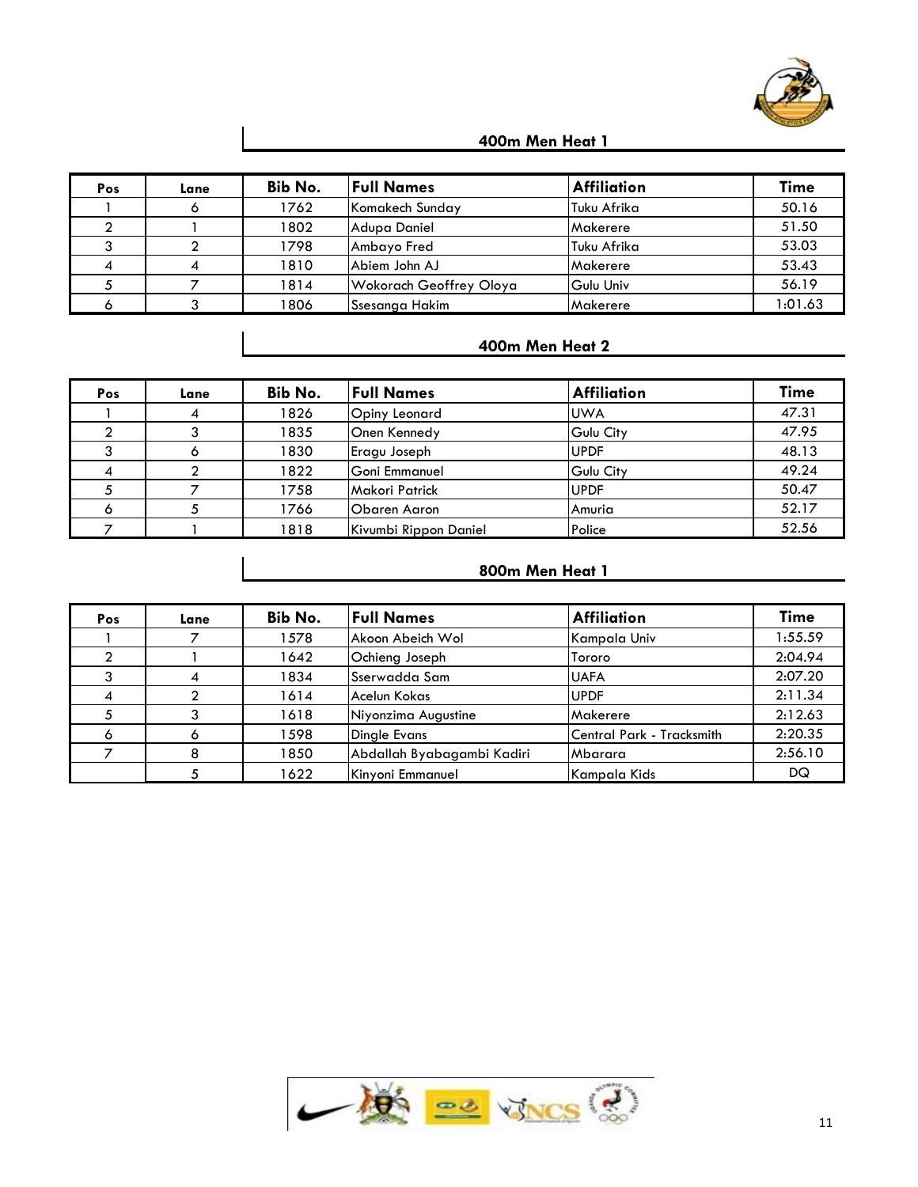## 400m Men Heat 1

| Pos | Lane | Bib No. | Full Names | Affiliation | Time |
|---|---|---|---|---|---|
| 1 | 6 | 1762 | Komakech Sunday | Tuku Afrika | 50.16 |
| 2 | 1 | 1802 | Adupa Daniel | Makerere | 51.50 |
| 3 | 2 | 1798 | Ambayo Fred | Tuku Afrika | 53.03 |
| 4 | 4 | 1810 | Abiem John AJ | Makerere | 53.43 |
| 5 | 7 | 1814 | Wokorach Geoffrey Oloya | Gulu Univ | 56.19 |
| 6 | 3 | 1806 | Ssesanga Hakim | Makerere | 1:01.63 |

## 400m Men Heat 2

| Pos | Lane | Bib No. | Full Names | Affiliation | Time |
|---|---|---|---|---|---|
| 1 | 4 | 1826 | Opiny Leonard | UWA | 47.31 |
| 2 | 3 | 1835 | Onen Kennedy | Gulu City | 47.95 |
| 3 | 6 | 1830 | Eragu Joseph | UPDF | 48.13 |
| 4 | 2 | 1822 | Goni Emmanuel | Gulu City | 49.24 |
| 5 | 7 | 1758 | Makori Patrick | UPDF | 50.47 |
| 6 | 5 | 1766 | Obaren Aaron | Amuria | 52.17 |
| 7 | 1 | 1818 | Kivumbi Rippon Daniel | Police | 52.56 |

## 800m Men Heat 1

| Pos | Lane | Bib No. | Full Names | Affiliation | Time |
|---|---|---|---|---|---|
| 1 | 7 | 1578 | Akoon Abeich Wol | Kampala Univ | 1:55.59 |
| 2 | 1 | 1642 | Ochieng Joseph | Tororo | 2:04.94 |
| 3 | 4 | 1834 | Sserwadda Sam | UAFA | 2:07.20 |
| 4 | 2 | 1614 | Acelun Kokas | UPDF | 2:11.34 |
| 5 | 3 | 1618 | Niyonzima Augustine | Makerere | 2:12.63 |
| 6 | 6 | 1598 | Dingle Evans | Central Park - Tracksmith | 2:20.35 |
| 7 | 8 | 1850 | Abdallah Byabagambi Kadiri | Mbarara | 2:56.10 |
| | 5 | 1622 | Kinyoni Emmanuel | Kampala Kids | DQ |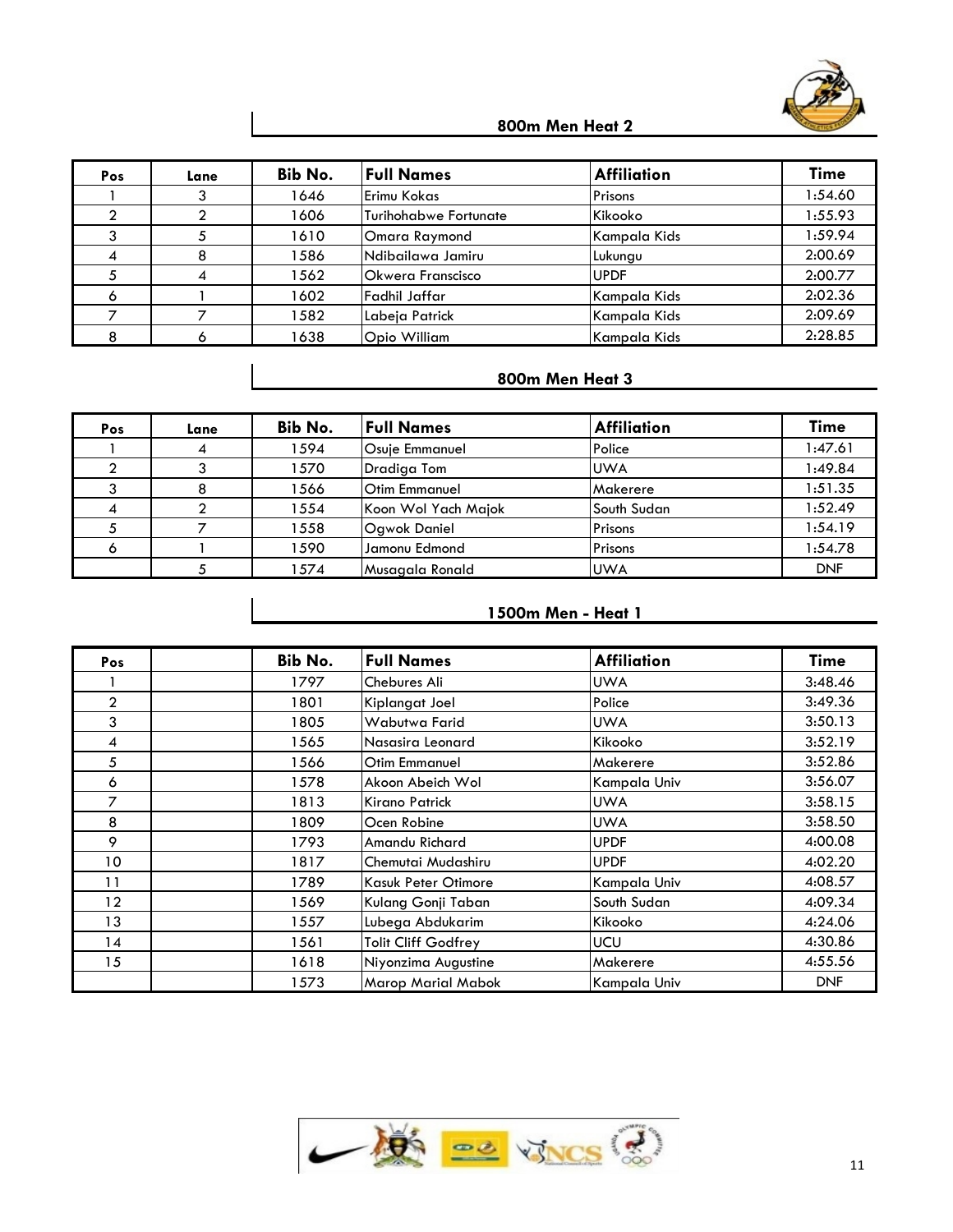## 800m Men Heat 2

| Pos | Lane | Bib No. | Full Names | Affiliation | Time |
|---|---|---|---|---|---|
| 1 | 3 | 1646 | Erimu Kokas | Prisons | 1:54.60 |
| 2 | 2 | 1606 | Turihohabwe Fortunate | Kikooko | 1:55.93 |
| 3 | 5 | 1610 | Omara Raymond | Kampala Kids | 1:59.94 |
| 4 | 8 | 1586 | Ndibailawa Jamiru | Lukungu | 2:00.69 |
| 5 | 4 | 1562 | Okwera Franscisco | UPDF | 2:00.77 |
| 6 | 1 | 1602 | Fadhil Jaffar | Kampala Kids | 2:02.36 |
| 7 | 7 | 1582 | Labeja Patrick | Kampala Kids | 2:09.69 |
| 8 | 6 | 1638 | Opio William | Kampala Kids | 2:28.85 |

## 800m Men Heat 3

| Pos | Lane | Bib No. | Full Names | Affiliation | Time |
|---|---|---|---|---|---|
| 1 | 4 | 1594 | Osuje Emmanuel | Police | 1:47.61 |
| 2 | 3 | 1570 | Dradiga Tom | UWA | 1:49.84 |
| 3 | 8 | 1566 | Otim Emmanuel | Makerere | 1:51.35 |
| 4 | 2 | 1554 | Koon Wol Yach Majok | South Sudan | 1:52.49 |
| 5 | 7 | 1558 | Ogwok Daniel | Prisons | 1:54.19 |
| 6 | 1 | 1590 | Jamonu Edmond | Prisons | 1:54.78 |
| | 5 | 1574 | Musagala Ronald | UWA | DNF |

## 1500m Men - Heat 1

| Pos | | Bib No. | Full Names | Affiliation | Time |
|---|---|---|---|---|---|
| 1 | | 1797 | Chebures Ali | UWA | 3:48.46 |
| 2 | | 1801 | Kiplangat Joel | Police | 3:49.36 |
| 3 | | 1805 | Wabutwa Farid | UWA | 3:50.13 |
| 4 | | 1565 | Nasasira Leonard | Kikooko | 3:52.19 |
| 5 | | 1566 | Otim Emmanuel | Makerere | 3:52.86 |
| 6 | | 1578 | Akoon Abeich Wol | Kampala Univ | 3:56.07 |
| 7 | | 1813 | Kirano Patrick | UWA | 3:58.15 |
| 8 | | 1809 | Ocen Robine | UWA | 3:58.50 |
| 9 | | 1793 | Amandu Richard | UPDF | 4:00.08 |
| 10 | | 1817 | Chemutai Mudashiru | UPDF | 4:02.20 |
| 11 | | 1789 | Kasuk Peter Otimore | Kampala Univ | 4:08.57 |
| 12 | | 1569 | Kulang Gonji Taban | South Sudan | 4:09.34 |
| 13 | | 1557 | Lubega Abdukarim | Kikooko | 4:24.06 |
| 14 | | 1561 | Tolit Cliff Godfrey | UCU | 4:30.86 |
| 15 | | 1618 | Niyonzima Augustine | Makerere | 4:55.56 |
| | | 1573 | Marop Marial Mabok | Kampala Univ | DNF |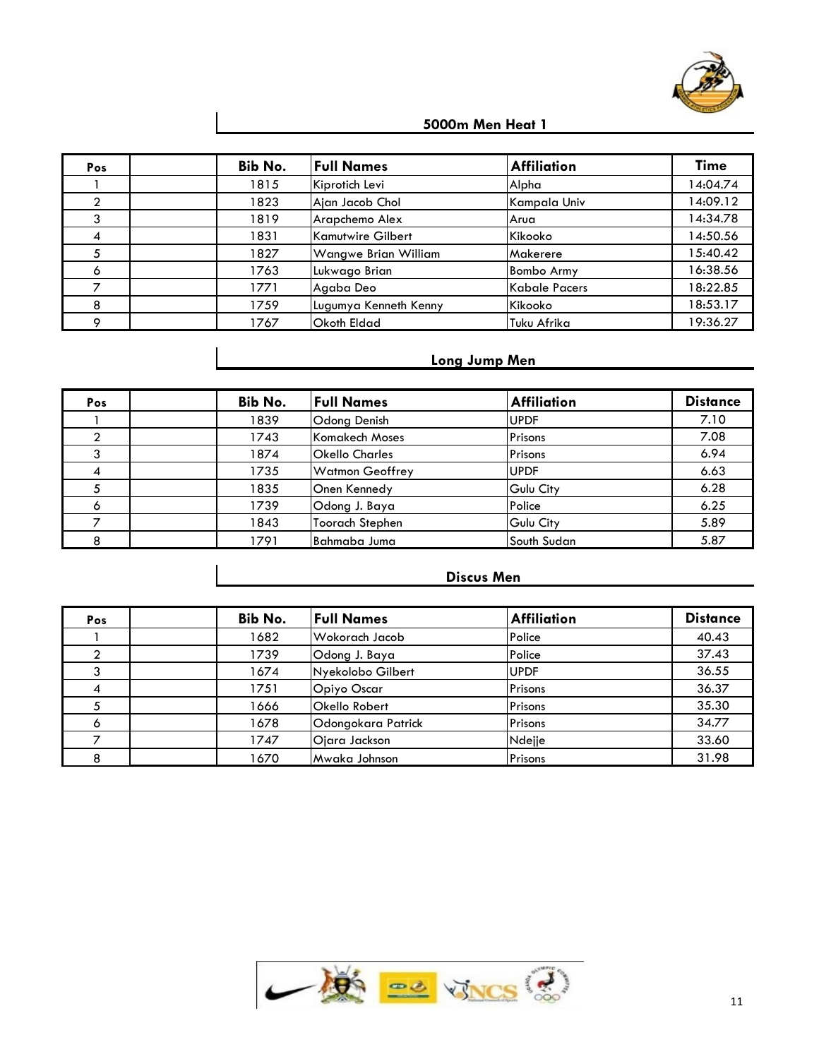## 5000m Men Heat 1

| Pos | | Bib No. | Full Names | Affiliation | Time |
|---|---|---|---|---|---|
| 1 | | 1815 | Kiprotich Levi | Alpha | 14:04.74 |
| 2 | | 1823 | Ajan Jacob Chol | Kampala Univ | 14:09.12 |
| 3 | | 1819 | Arapchemo Alex | Arua | 14:34.78 |
| 4 | | 1831 | Kamutwire Gilbert | Kikooko | 14:50.56 |
| 5 | | 1827 | Wangwe Brian William | Makerere | 15:40.42 |
| 6 | | 1763 | Lukwago Brian | Bombo Army | 16:38.56 |
| 7 | | 1771 | Agaba Deo | Kabale Pacers | 18:22.85 |
| 8 | | 1759 | Lugumya Kenneth Kenny | Kikooko | 18:53.17 |
| 9 | | 1767 | Okoth Eldad | Tuku Afrika | 19:36.27 |

## Long Jump Men

| Pos | | Bib No. | Full Names | Affiliation | Distance |
|---|---|---|---|---|---|
| 1 | | 1839 | Odong Denish | UPDF | 7.10 |
| 2 | | 1743 | Komakech Moses | Prisons | 7.08 |
| 3 | | 1874 | Okello Charles | Prisons | 6.94 |
| 4 | | 1735 | Watmon Geoffrey | UPDF | 6.63 |
| 5 | | 1835 | Onen Kennedy | Gulu City | 6.28 |
| 6 | | 1739 | Odong J. Baya | Police | 6.25 |
| 7 | | 1843 | Toorach Stephen | Gulu City | 5.89 |
| 8 | | 1791 | Bahmaba Juma | South Sudan | 5.87 |

## Discus Men

| Pos | | Bib No. | Full Names | Affiliation | Distance |
|---|---|---|---|---|---|
| 1 | | 1682 | Wokorach Jacob | Police | 40.43 |
| 2 | | 1739 | Odong J. Baya | Police | 37.43 |
| 3 | | 1674 | Nyekolobo Gilbert | UPDF | 36.55 |
| 4 | | 1751 | Opiyo Oscar | Prisons | 36.37 |
| 5 | | 1666 | Okello Robert | Prisons | 35.30 |
| 6 | | 1678 | Odongokara Patrick | Prisons | 34.77 |
| 7 | | 1747 | Ojara Jackson | Ndejje | 33.60 |
| 8 | | 1670 | Mwaka Johnson | Prisons | 31.98 |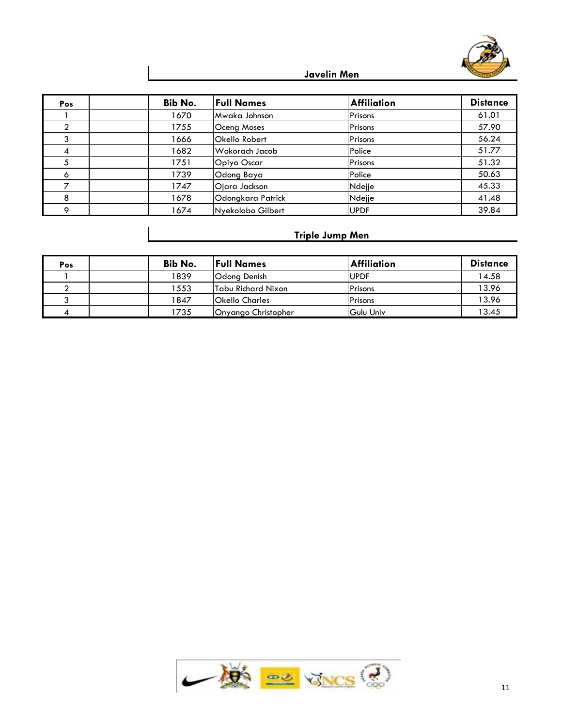## Javelin Men

| Pos | | Bib No. | Full Names | Affiliation | Distance |
|---|---|---|---|---|---|
| 1 | | 1670 | Mwaka Johnson | Prisons | 61.01 |
| 2 | | 1755 | Oceng Moses | Prisons | 57.90 |
| 3 | | 1666 | Okello Robert | Prisons | 56.24 |
| 4 | | 1682 | Wokorach Jacob | Police | 51.77 |
| 5 | | 1751 | Opiyo Oscar | Prisons | 51.32 |
| 6 | | 1739 | Odong Baya | Police | 50.63 |
| 7 | | 1747 | Ojara Jackson | Ndejje | 45.33 |
| 8 | | 1678 | Odongkara Patrick | Ndejje | 41.48 |
| 9 | | 1674 | Nyekolobo Gilbert | UPDF | 39.84 |

## Triple Jump Men

| Pos | | Bib No. | Full Names | Affiliation | Distance |
|---|---|---|---|---|---|
| 1 | | 1839 | Odong Denish | UPDF | 14.58 |
| 2 | | 1553 | Tabu Richard Nixon | Prisons | 13.96 |
| 3 | | 1847 | Okello Charles | Prisons | 13.96 |
| 4 | | 1735 | Onyango Christopher | Gulu Univ | 13.45 |